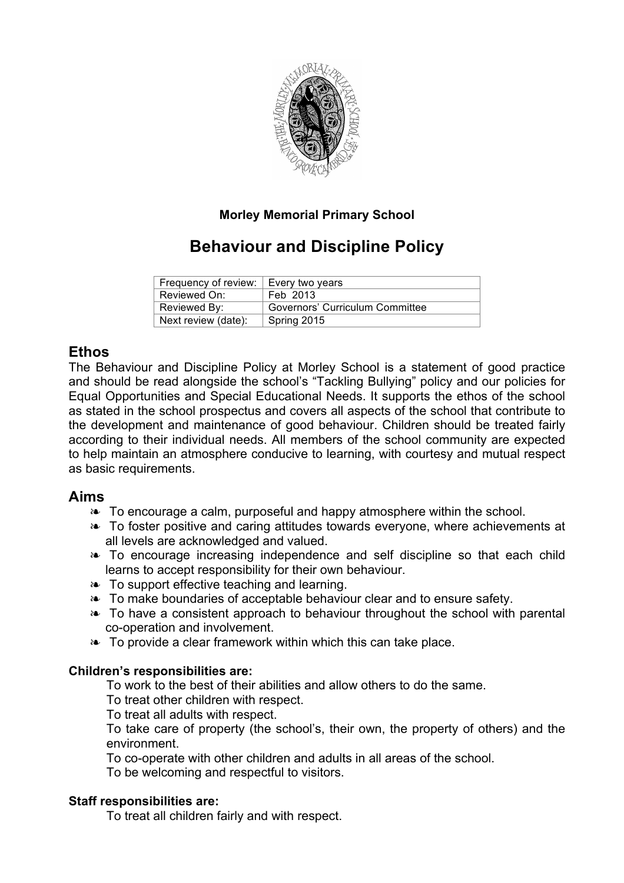**Morley Memorial Primary School**

# Behaviour and Discipline Policy

| Frequency of review: | Every two years |
|---|---|
| Reviewed On: | Feb 2013 |
| Reviewed By: | Governors' Curriculum Committee |
| Next review (date): | Spring 2015 |

## Ethos

The Behaviour and Discipline Policy at Morley School is a statement of good practice and should be read alongside the school's "Tackling Bullying" policy and our policies for Equal Opportunities and Special Educational Needs. It supports the ethos of the school as stated in the school prospectus and covers all aspects of the school that contribute to the development and maintenance of good behaviour. Children should be treated fairly according to their individual needs. All members of the school community are expected to help maintain an atmosphere conducive to learning, with courtesy and mutual respect as basic requirements.

## Aims

- To encourage a calm, purposeful and happy atmosphere within the school.
- To foster positive and caring attitudes towards everyone, where achievements at all levels are acknowledged and valued.
- To encourage increasing independence and self discipline so that each child learns to accept responsibility for their own behaviour.
- To support effective teaching and learning.
- To make boundaries of acceptable behaviour clear and to ensure safety.
- To have a consistent approach to behaviour throughout the school with parental co-operation and involvement.
- To provide a clear framework within which this can take place.

**Children's responsibilities are:**

To work to the best of their abilities and allow others to do the same.
To treat other children with respect.
To treat all adults with respect.
To take care of property (the school's, their own, the property of others) and the environment.
To co-operate with other children and adults in all areas of the school.
To be welcoming and respectful to visitors.

**Staff responsibilities are:**

To treat all children fairly and with respect.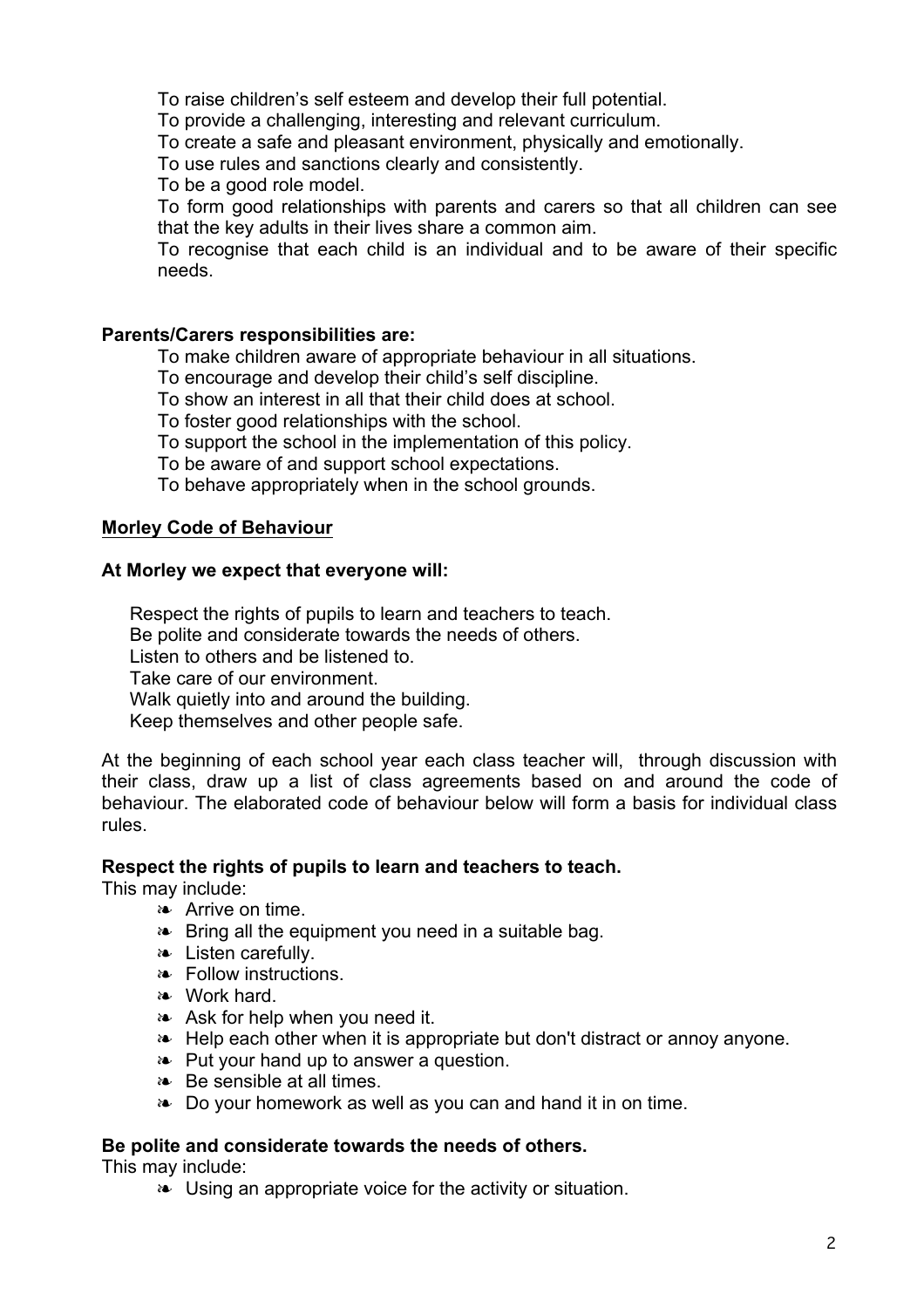To raise children's self esteem and develop their full potential.
To provide a challenging, interesting and relevant curriculum.
To create a safe and pleasant environment, physically and emotionally.
To use rules and sanctions clearly and consistently.
To be a good role model.
To form good relationships with parents and carers so that all children can see that the key adults in their lives share a common aim.
To recognise that each child is an individual and to be aware of their specific needs.

**Parents/Carers responsibilities are:**

To make children aware of appropriate behaviour in all situations.
To encourage and develop their child's self discipline.
To show an interest in all that their child does at school.
To foster good relationships with the school.
To support the school in the implementation of this policy.
To be aware of and support school expectations.
To behave appropriately when in the school grounds.

**<u>Morley Code of Behaviour</u>**

**At Morley we expect that everyone will:**

Respect the rights of pupils to learn and teachers to teach.
Be polite and considerate towards the needs of others.
Listen to others and be listened to.
Take care of our environment.
Walk quietly into and around the building.
Keep themselves and other people safe.

At the beginning of each school year each class teacher will, through discussion with their class, draw up a list of class agreements based on and around the code of behaviour. The elaborated code of behaviour below will form a basis for individual class rules.

**Respect the rights of pupils to learn and teachers to teach.**

This may include:

- Arrive on time.
- Bring all the equipment you need in a suitable bag.
- Listen carefully.
- Follow instructions.
- Work hard.
- Ask for help when you need it.
- Help each other when it is appropriate but don't distract or annoy anyone.
- Put your hand up to answer a question.
- Be sensible at all times.
- Do your homework as well as you can and hand it in on time.

**Be polite and considerate towards the needs of others.**

This may include:

- Using an appropriate voice for the activity or situation.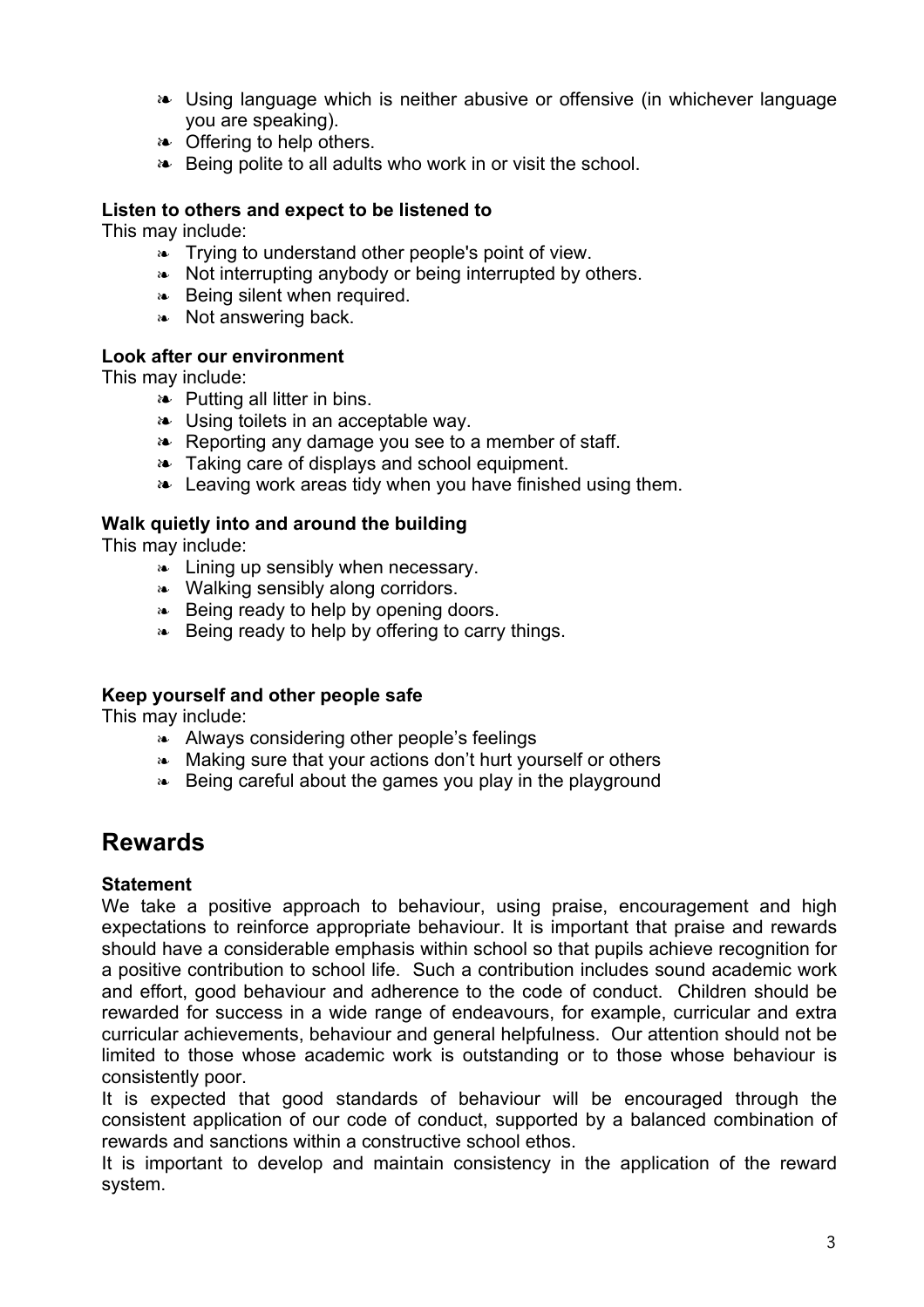- Using language which is neither abusive or offensive (in whichever language you are speaking).
- Offering to help others.
- Being polite to all adults who work in or visit the school.

**Listen to others and expect to be listened to**

This may include:

- Trying to understand other people's point of view.
- Not interrupting anybody or being interrupted by others.
- Being silent when required.
- Not answering back.

**Look after our environment**

This may include:

- Putting all litter in bins.
- Using toilets in an acceptable way.
- Reporting any damage you see to a member of staff.
- Taking care of displays and school equipment.
- Leaving work areas tidy when you have finished using them.

**Walk quietly into and around the building**

This may include:

- Lining up sensibly when necessary.
- Walking sensibly along corridors.
- Being ready to help by opening doors.
- Being ready to help by offering to carry things.

**Keep yourself and other people safe**

This may include:

- Always considering other people's feelings
- Making sure that your actions don't hurt yourself or others
- Being careful about the games you play in the playground

## Rewards

**Statement**

We take a positive approach to behaviour, using praise, encouragement and high expectations to reinforce appropriate behaviour. It is important that praise and rewards should have a considerable emphasis within school so that pupils achieve recognition for a positive contribution to school life. Such a contribution includes sound academic work and effort, good behaviour and adherence to the code of conduct. Children should be rewarded for success in a wide range of endeavours, for example, curricular and extra curricular achievements, behaviour and general helpfulness. Our attention should not be limited to those whose academic work is outstanding or to those whose behaviour is consistently poor.

It is expected that good standards of behaviour will be encouraged through the consistent application of our code of conduct, supported by a balanced combination of rewards and sanctions within a constructive school ethos.

It is important to develop and maintain consistency in the application of the reward system.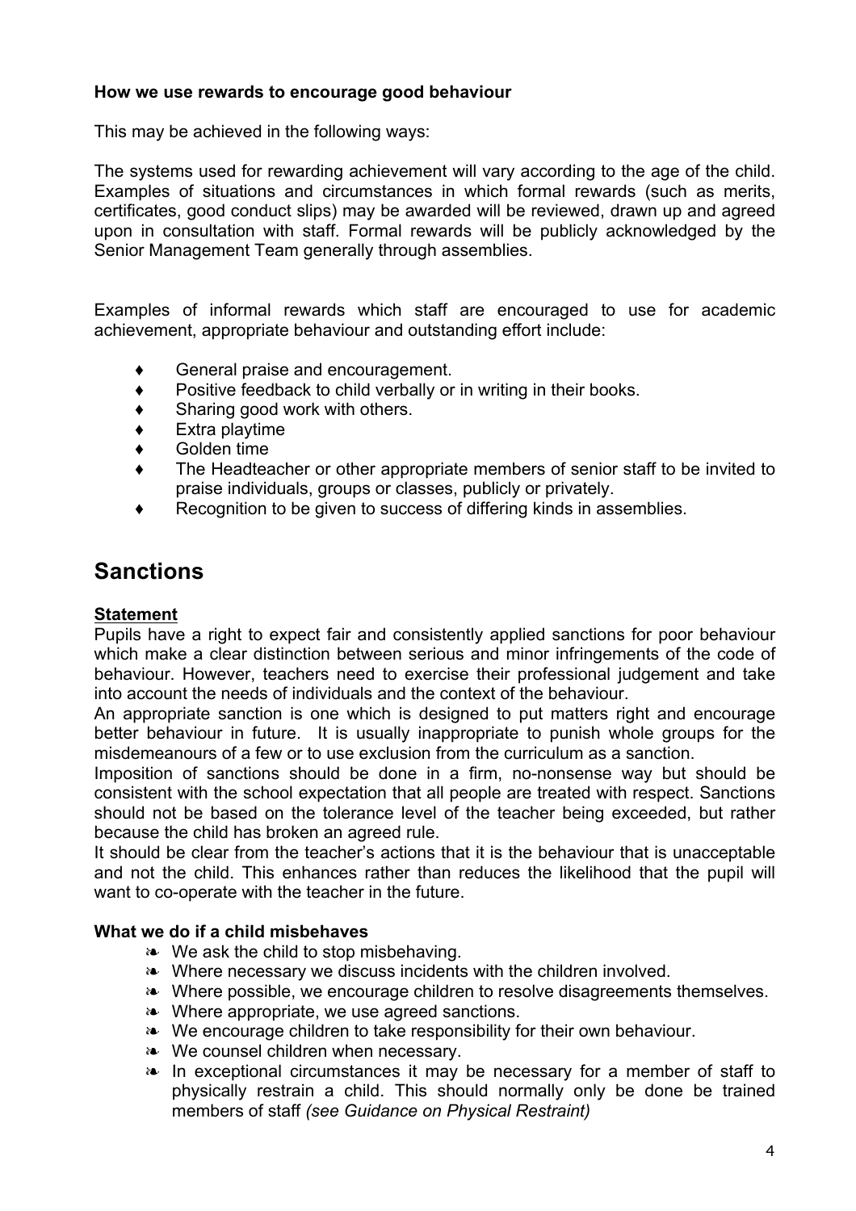**How we use rewards to encourage good behaviour**

This may be achieved in the following ways:

The systems used for rewarding achievement will vary according to the age of the child. Examples of situations and circumstances in which formal rewards (such as merits, certificates, good conduct slips) may be awarded will be reviewed, drawn up and agreed upon in consultation with staff. Formal rewards will be publicly acknowledged by the Senior Management Team generally through assemblies.

Examples of informal rewards which staff are encouraged to use for academic achievement, appropriate behaviour and outstanding effort include:

- General praise and encouragement.
- Positive feedback to child verbally or in writing in their books.
- Sharing good work with others.
- Extra playtime
- Golden time
- The Headteacher or other appropriate members of senior staff to be invited to praise individuals, groups or classes, publicly or privately.
- Recognition to be given to success of differing kinds in assemblies.

## Sanctions

**Statement**

Pupils have a right to expect fair and consistently applied sanctions for poor behaviour which make a clear distinction between serious and minor infringements of the code of behaviour. However, teachers need to exercise their professional judgement and take into account the needs of individuals and the context of the behaviour.

An appropriate sanction is one which is designed to put matters right and encourage better behaviour in future. It is usually inappropriate to punish whole groups for the misdemeanours of a few or to use exclusion from the curriculum as a sanction.

Imposition of sanctions should be done in a firm, no-nonsense way but should be consistent with the school expectation that all people are treated with respect. Sanctions should not be based on the tolerance level of the teacher being exceeded, but rather because the child has broken an agreed rule.

It should be clear from the teacher's actions that it is the behaviour that is unacceptable and not the child. This enhances rather than reduces the likelihood that the pupil will want to co-operate with the teacher in the future.

**What we do if a child misbehaves**

- We ask the child to stop misbehaving.
- Where necessary we discuss incidents with the children involved.
- Where possible, we encourage children to resolve disagreements themselves.
- Where appropriate, we use agreed sanctions.
- We encourage children to take responsibility for their own behaviour.
- We counsel children when necessary.
- In exceptional circumstances it may be necessary for a member of staff to physically restrain a child. This should normally only be done be trained members of staff *(see Guidance on Physical Restraint)*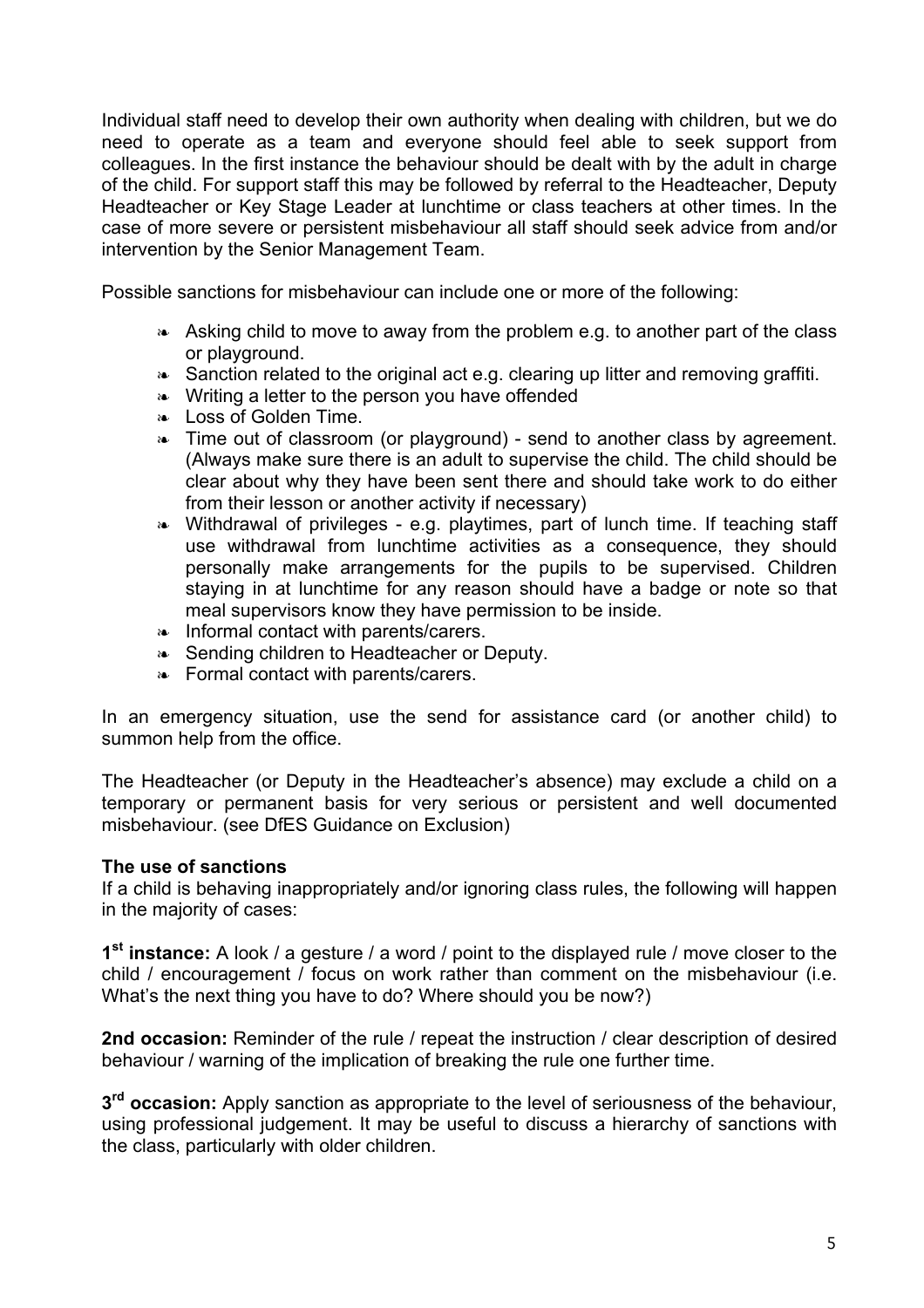Individual staff need to develop their own authority when dealing with children, but we do need to operate as a team and everyone should feel able to seek support from colleagues. In the first instance the behaviour should be dealt with by the adult in charge of the child. For support staff this may be followed by referral to the Headteacher, Deputy Headteacher or Key Stage Leader at lunchtime or class teachers at other times. In the case of more severe or persistent misbehaviour all staff should seek advice from and/or intervention by the Senior Management Team.

Possible sanctions for misbehaviour can include one or more of the following:

- Asking child to move to away from the problem e.g. to another part of the class or playground.
- Sanction related to the original act e.g. clearing up litter and removing graffiti.
- Writing a letter to the person you have offended
- Loss of Golden Time.
- Time out of classroom (or playground) - send to another class by agreement. (Always make sure there is an adult to supervise the child. The child should be clear about why they have been sent there and should take work to do either from their lesson or another activity if necessary)
- Withdrawal of privileges - e.g. playtimes, part of lunch time. If teaching staff use withdrawal from lunchtime activities as a consequence, they should personally make arrangements for the pupils to be supervised. Children staying in at lunchtime for any reason should have a badge or note so that meal supervisors know they have permission to be inside.
- Informal contact with parents/carers.
- Sending children to Headteacher or Deputy.
- Formal contact with parents/carers.

In an emergency situation, use the send for assistance card (or another child) to summon help from the office.

The Headteacher (or Deputy in the Headteacher's absence) may exclude a child on a temporary or permanent basis for very serious or persistent and well documented misbehaviour. (see DfES Guidance on Exclusion)

**The use of sanctions**

If a child is behaving inappropriately and/or ignoring class rules, the following will happen in the majority of cases:

**1st instance:** A look / a gesture / a word / point to the displayed rule / move closer to the child / encouragement / focus on work rather than comment on the misbehaviour (i.e. What's the next thing you have to do? Where should you be now?)

**2nd occasion:** Reminder of the rule / repeat the instruction / clear description of desired behaviour / warning of the implication of breaking the rule one further time.

**3rd occasion:** Apply sanction as appropriate to the level of seriousness of the behaviour, using professional judgement. It may be useful to discuss a hierarchy of sanctions with the class, particularly with older children.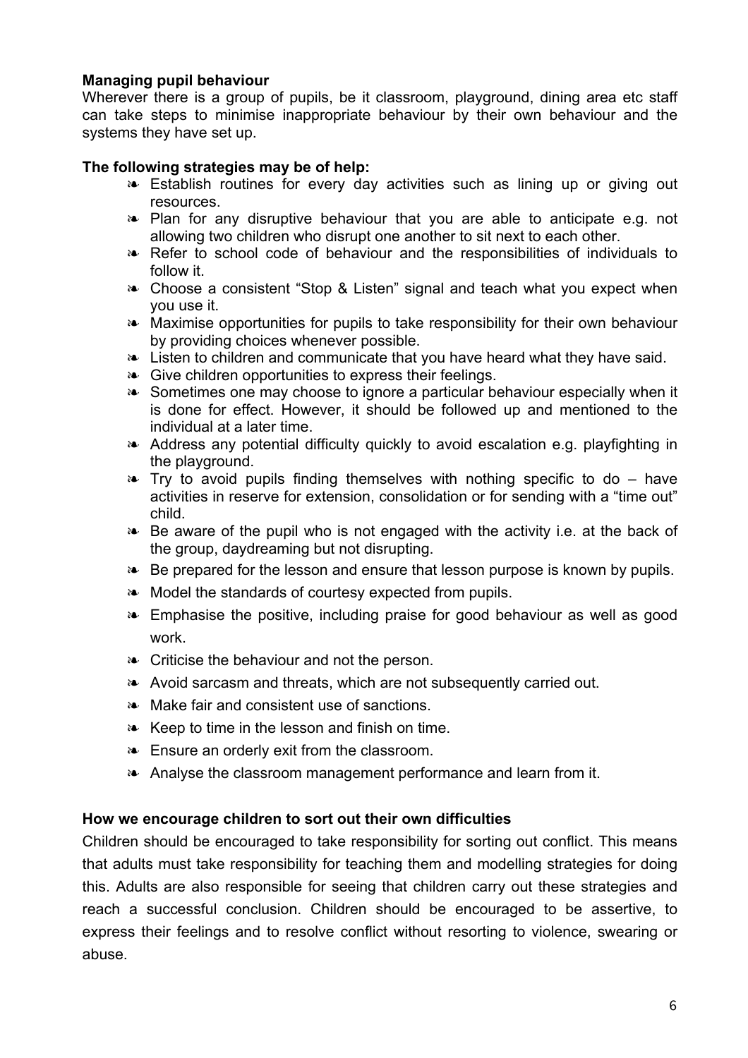**Managing pupil behaviour**

Wherever there is a group of pupils, be it classroom, playground, dining area etc staff can take steps to minimise inappropriate behaviour by their own behaviour and the systems they have set up.

**The following strategies may be of help:**

- Establish routines for every day activities such as lining up or giving out resources.
- Plan for any disruptive behaviour that you are able to anticipate e.g. not allowing two children who disrupt one another to sit next to each other.
- Refer to school code of behaviour and the responsibilities of individuals to follow it.
- Choose a consistent "Stop & Listen" signal and teach what you expect when you use it.
- Maximise opportunities for pupils to take responsibility for their own behaviour by providing choices whenever possible.
- Listen to children and communicate that you have heard what they have said.
- Give children opportunities to express their feelings.
- Sometimes one may choose to ignore a particular behaviour especially when it is done for effect. However, it should be followed up and mentioned to the individual at a later time.
- Address any potential difficulty quickly to avoid escalation e.g. playfighting in the playground.
- Try to avoid pupils finding themselves with nothing specific to do – have activities in reserve for extension, consolidation or for sending with a "time out" child.
- Be aware of the pupil who is not engaged with the activity i.e. at the back of the group, daydreaming but not disrupting.
- Be prepared for the lesson and ensure that lesson purpose is known by pupils.
- Model the standards of courtesy expected from pupils.
- Emphasise the positive, including praise for good behaviour as well as good work.
- Criticise the behaviour and not the person.
- Avoid sarcasm and threats, which are not subsequently carried out.
- Make fair and consistent use of sanctions.
- Keep to time in the lesson and finish on time.
- Ensure an orderly exit from the classroom.
- Analyse the classroom management performance and learn from it.

**How we encourage children to sort out their own difficulties**

Children should be encouraged to take responsibility for sorting out conflict. This means that adults must take responsibility for teaching them and modelling strategies for doing this. Adults are also responsible for seeing that children carry out these strategies and reach a successful conclusion. Children should be encouraged to be assertive, to express their feelings and to resolve conflict without resorting to violence, swearing or abuse.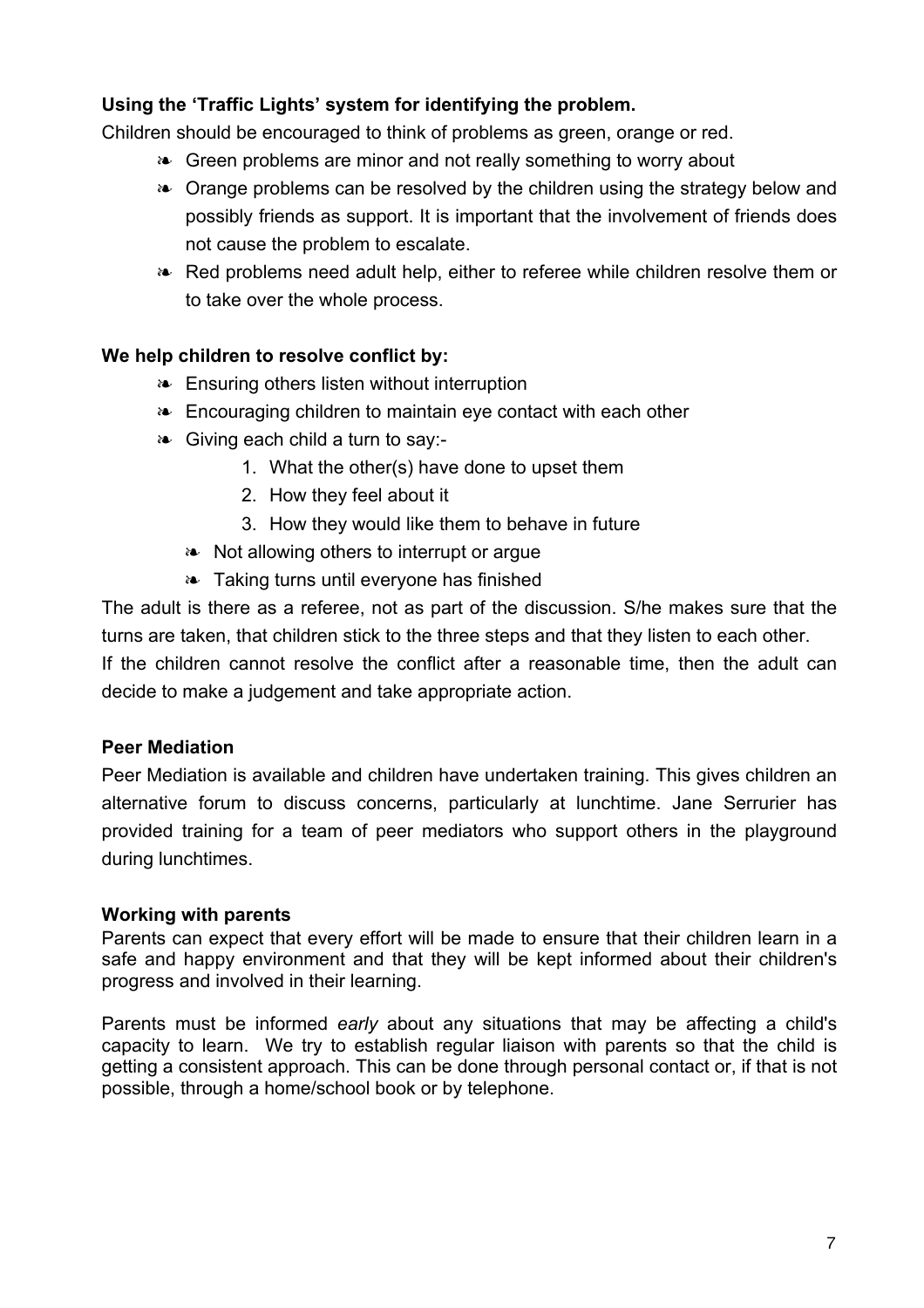**Using the 'Traffic Lights' system for identifying the problem.**

Children should be encouraged to think of problems as green, orange or red.

- Green problems are minor and not really something to worry about
- Orange problems can be resolved by the children using the strategy below and possibly friends as support. It is important that the involvement of friends does not cause the problem to escalate.
- Red problems need adult help, either to referee while children resolve them or to take over the whole process.

**We help children to resolve conflict by:**

- Ensuring others listen without interruption
- Encouraging children to maintain eye contact with each other
- Giving each child a turn to say:-
    1. What the other(s) have done to upset them
    2. How they feel about it
    3. How they would like them to behave in future
  - Not allowing others to interrupt or argue
  - Taking turns until everyone has finished

The adult is there as a referee, not as part of the discussion. S/he makes sure that the turns are taken, that children stick to the three steps and that they listen to each other.

If the children cannot resolve the conflict after a reasonable time, then the adult can decide to make a judgement and take appropriate action.

**Peer Mediation**

Peer Mediation is available and children have undertaken training. This gives children an alternative forum to discuss concerns, particularly at lunchtime. Jane Serrurier has provided training for a team of peer mediators who support others in the playground during lunchtimes.

**Working with parents**

Parents can expect that every effort will be made to ensure that their children learn in a safe and happy environment and that they will be kept informed about their children's progress and involved in their learning.

Parents must be informed *early* about any situations that may be affecting a child's capacity to learn. We try to establish regular liaison with parents so that the child is getting a consistent approach. This can be done through personal contact or, if that is not possible, through a home/school book or by telephone.